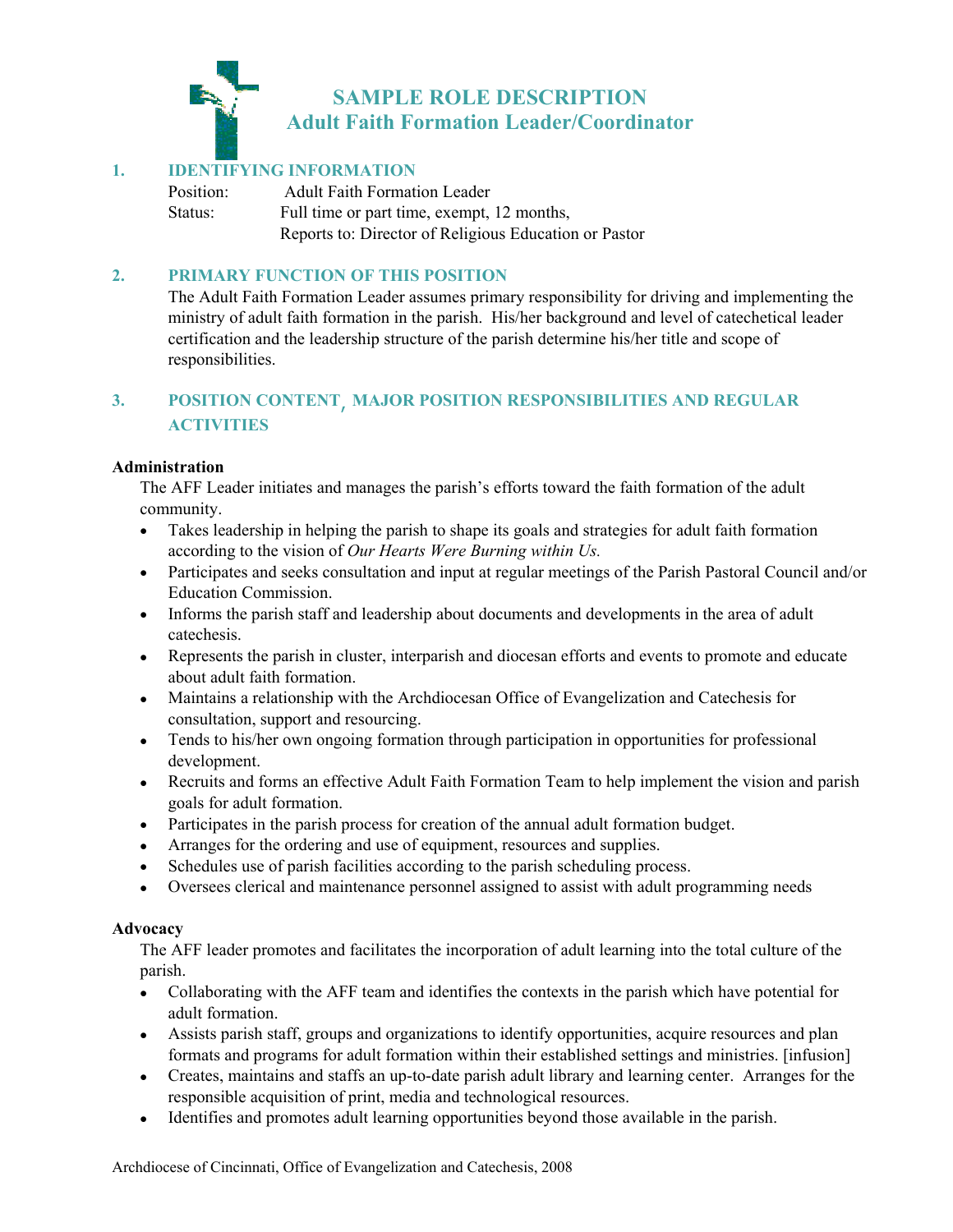# SAMPLE ROLE DESCRIPTION
## Adult Faith Formation Leader/Coordinator

## 1. IDENTIFYING INFORMATION

Position: Adult Faith Formation Leader
Status: Full time or part time, exempt, 12 months,
Reports to: Director of Religious Education or Pastor

## 2. PRIMARY FUNCTION OF THIS POSITION

The Adult Faith Formation Leader assumes primary responsibility for driving and implementing the ministry of adult faith formation in the parish. His/her background and level of catechetical leader certification and the leadership structure of the parish determine his/her title and scope of responsibilities.

## 3. POSITION CONTENT, MAJOR POSITION RESPONSIBILITIES AND REGULAR ACTIVITIES

**Administration**

The AFF Leader initiates and manages the parish's efforts toward the faith formation of the adult community.

- Takes leadership in helping the parish to shape its goals and strategies for adult faith formation according to the vision of *Our Hearts Were Burning within Us.*
- Participates and seeks consultation and input at regular meetings of the Parish Pastoral Council and/or Education Commission.
- Informs the parish staff and leadership about documents and developments in the area of adult catechesis.
- Represents the parish in cluster, interparish and diocesan efforts and events to promote and educate about adult faith formation.
- Maintains a relationship with the Archdiocesan Office of Evangelization and Catechesis for consultation, support and resourcing.
- Tends to his/her own ongoing formation through participation in opportunities for professional development.
- Recruits and forms an effective Adult Faith Formation Team to help implement the vision and parish goals for adult formation.
- Participates in the parish process for creation of the annual adult formation budget.
- Arranges for the ordering and use of equipment, resources and supplies.
- Schedules use of parish facilities according to the parish scheduling process.
- Oversees clerical and maintenance personnel assigned to assist with adult programming needs

**Advocacy**

The AFF leader promotes and facilitates the incorporation of adult learning into the total culture of the parish.

- Collaborating with the AFF team and identifies the contexts in the parish which have potential for adult formation.
- Assists parish staff, groups and organizations to identify opportunities, acquire resources and plan formats and programs for adult formation within their established settings and ministries. [infusion]
- Creates, maintains and staffs an up-to-date parish adult library and learning center. Arranges for the responsible acquisition of print, media and technological resources.
- Identifies and promotes adult learning opportunities beyond those available in the parish.

Archdiocese of Cincinnati, Office of Evangelization and Catechesis, 2008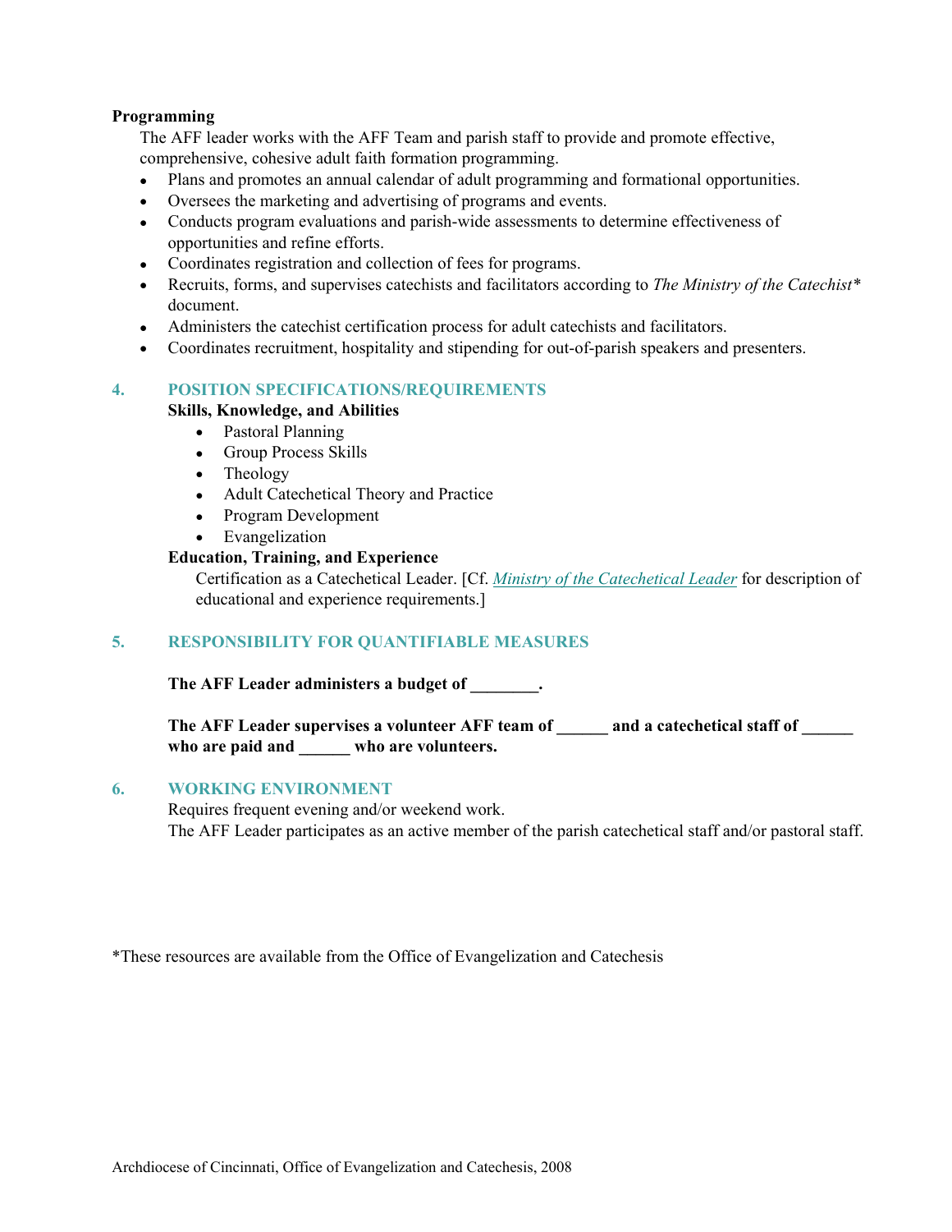**Programming**

The AFF leader works with the AFF Team and parish staff to provide and promote effective, comprehensive, cohesive adult faith formation programming.

- Plans and promotes an annual calendar of adult programming and formational opportunities.
- Oversees the marketing and advertising of programs and events.
- Conducts program evaluations and parish-wide assessments to determine effectiveness of opportunities and refine efforts.
- Coordinates registration and collection of fees for programs.
- Recruits, forms, and supervises catechists and facilitators according to *The Ministry of the Catechist** document.
- Administers the catechist certification process for adult catechists and facilitators.
- Coordinates recruitment, hospitality and stipending for out-of-parish speakers and presenters.

## 4. POSITION SPECIFICATIONS/REQUIREMENTS

**Skills, Knowledge, and Abilities**

- Pastoral Planning
- Group Process Skills
- Theology
- Adult Catechetical Theory and Practice
- Program Development
- Evangelization

**Education, Training, and Experience**

Certification as a Catechetical Leader. [Cf. *Ministry of the Catechetical Leader* for description of educational and experience requirements.]

## 5. RESPONSIBILITY FOR QUANTIFIABLE MEASURES

**The AFF Leader administers a budget of ________.**

**The AFF Leader supervises a volunteer AFF team of ______ and a catechetical staff of ______ who are paid and ______ who are volunteers.**

## 6. WORKING ENVIRONMENT

Requires frequent evening and/or weekend work.

The AFF Leader participates as an active member of the parish catechetical staff and/or pastoral staff.

*These resources are available from the Office of Evangelization and Catechesis

Archdiocese of Cincinnati, Office of Evangelization and Catechesis, 2008